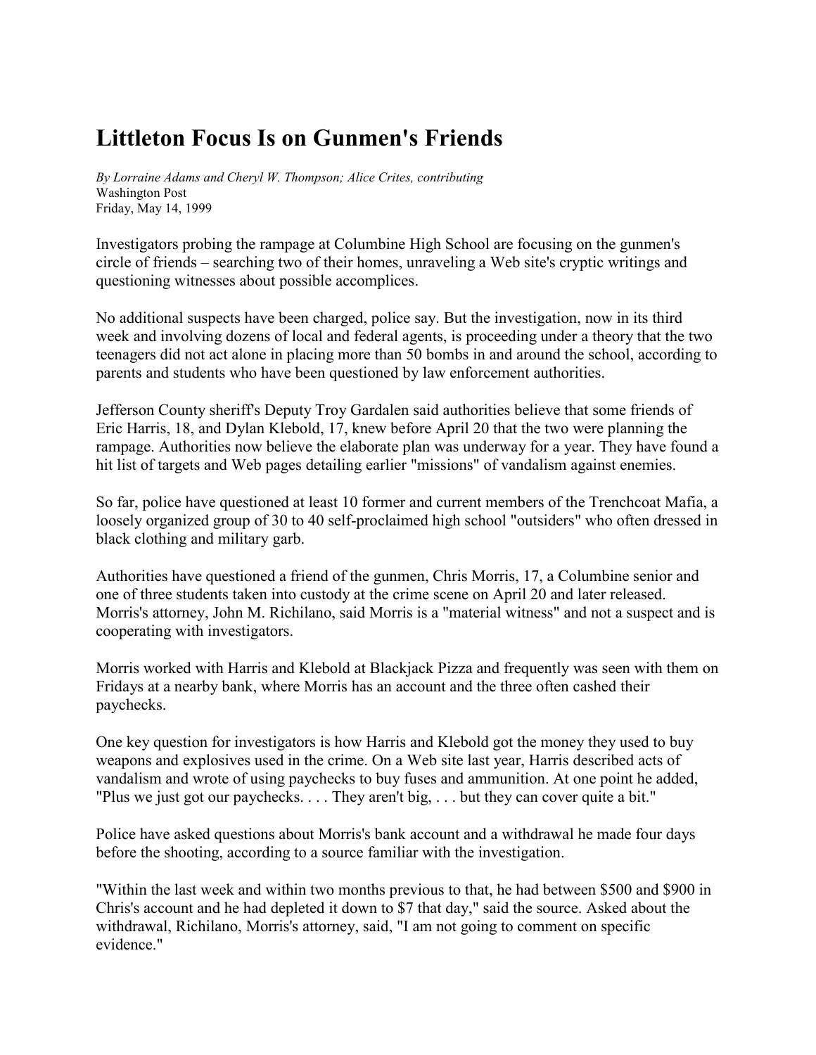# Littleton Focus Is on Gunmen's Friends

*By Lorraine Adams and Cheryl W. Thompson; Alice Crites, contributing*
Washington Post
Friday, May 14, 1999

Investigators probing the rampage at Columbine High School are focusing on the gunmen's circle of friends – searching two of their homes, unraveling a Web site's cryptic writings and questioning witnesses about possible accomplices.

No additional suspects have been charged, police say. But the investigation, now in its third week and involving dozens of local and federal agents, is proceeding under a theory that the two teenagers did not act alone in placing more than 50 bombs in and around the school, according to parents and students who have been questioned by law enforcement authorities.

Jefferson County sheriff's Deputy Troy Gardalen said authorities believe that some friends of Eric Harris, 18, and Dylan Klebold, 17, knew before April 20 that the two were planning the rampage. Authorities now believe the elaborate plan was underway for a year. They have found a hit list of targets and Web pages detailing earlier "missions" of vandalism against enemies.

So far, police have questioned at least 10 former and current members of the Trenchcoat Mafia, a loosely organized group of 30 to 40 self-proclaimed high school "outsiders" who often dressed in black clothing and military garb.

Authorities have questioned a friend of the gunmen, Chris Morris, 17, a Columbine senior and one of three students taken into custody at the crime scene on April 20 and later released. Morris's attorney, John M. Richilano, said Morris is a "material witness" and not a suspect and is cooperating with investigators.

Morris worked with Harris and Klebold at Blackjack Pizza and frequently was seen with them on Fridays at a nearby bank, where Morris has an account and the three often cashed their paychecks.

One key question for investigators is how Harris and Klebold got the money they used to buy weapons and explosives used in the crime. On a Web site last year, Harris described acts of vandalism and wrote of using paychecks to buy fuses and ammunition. At one point he added, "Plus we just got our paychecks. . . . They aren't big, . . . but they can cover quite a bit."

Police have asked questions about Morris's bank account and a withdrawal he made four days before the shooting, according to a source familiar with the investigation.

"Within the last week and within two months previous to that, he had between $500 and $900 in Chris's account and he had depleted it down to $7 that day," said the source. Asked about the withdrawal, Richilano, Morris's attorney, said, "I am not going to comment on specific evidence."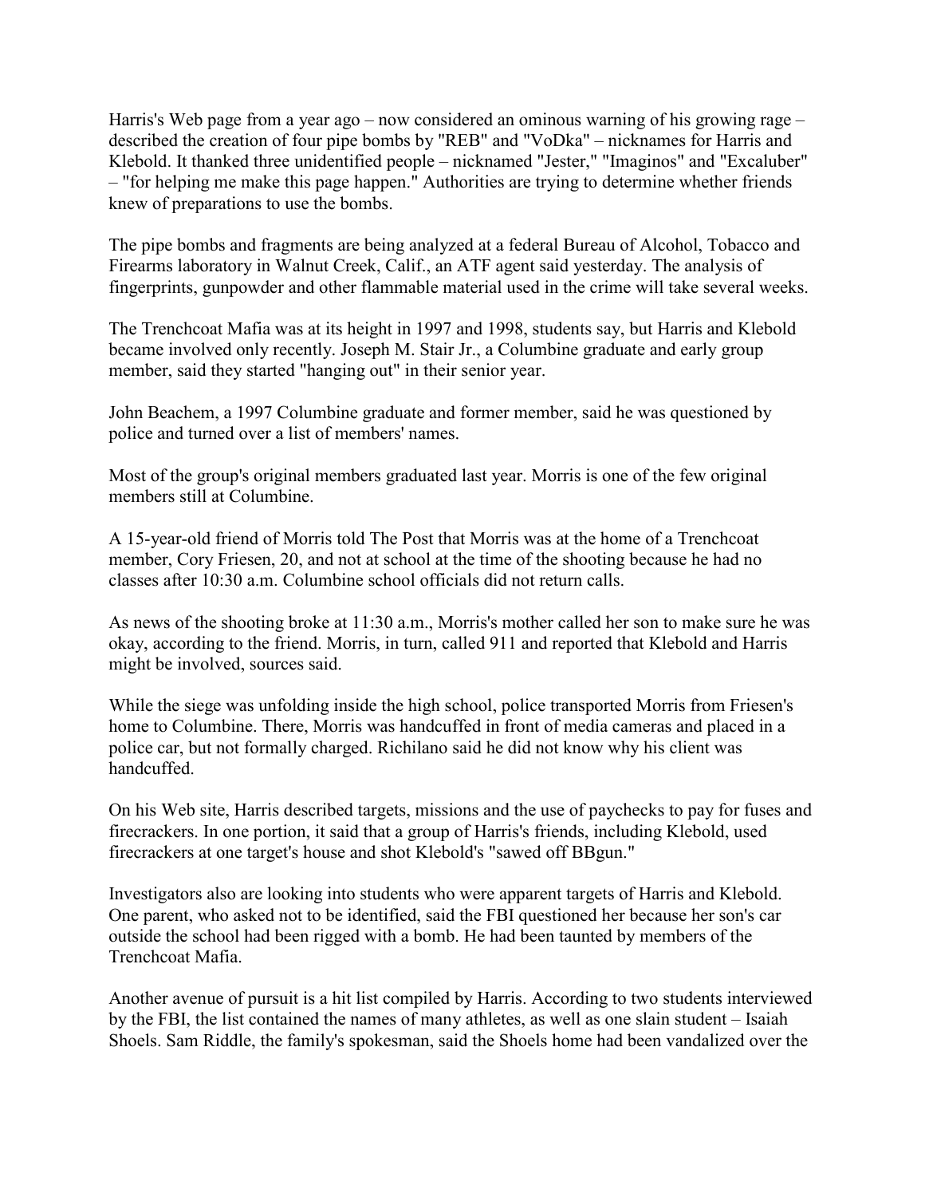Harris's Web page from a year ago – now considered an ominous warning of his growing rage – described the creation of four pipe bombs by "REB" and "VoDka" – nicknames for Harris and Klebold. It thanked three unidentified people – nicknamed "Jester," "Imaginos" and "Excaluber" – "for helping me make this page happen." Authorities are trying to determine whether friends knew of preparations to use the bombs.

The pipe bombs and fragments are being analyzed at a federal Bureau of Alcohol, Tobacco and Firearms laboratory in Walnut Creek, Calif., an ATF agent said yesterday. The analysis of fingerprints, gunpowder and other flammable material used in the crime will take several weeks.

The Trenchcoat Mafia was at its height in 1997 and 1998, students say, but Harris and Klebold became involved only recently. Joseph M. Stair Jr., a Columbine graduate and early group member, said they started "hanging out" in their senior year.

John Beachem, a 1997 Columbine graduate and former member, said he was questioned by police and turned over a list of members' names.

Most of the group's original members graduated last year. Morris is one of the few original members still at Columbine.

A 15-year-old friend of Morris told The Post that Morris was at the home of a Trenchcoat member, Cory Friesen, 20, and not at school at the time of the shooting because he had no classes after 10:30 a.m. Columbine school officials did not return calls.

As news of the shooting broke at 11:30 a.m., Morris's mother called her son to make sure he was okay, according to the friend. Morris, in turn, called 911 and reported that Klebold and Harris might be involved, sources said.

While the siege was unfolding inside the high school, police transported Morris from Friesen's home to Columbine. There, Morris was handcuffed in front of media cameras and placed in a police car, but not formally charged. Richilano said he did not know why his client was handcuffed.

On his Web site, Harris described targets, missions and the use of paychecks to pay for fuses and firecrackers. In one portion, it said that a group of Harris's friends, including Klebold, used firecrackers at one target's house and shot Klebold's "sawed off BBgun."

Investigators also are looking into students who were apparent targets of Harris and Klebold. One parent, who asked not to be identified, said the FBI questioned her because her son's car outside the school had been rigged with a bomb. He had been taunted by members of the Trenchcoat Mafia.

Another avenue of pursuit is a hit list compiled by Harris. According to two students interviewed by the FBI, the list contained the names of many athletes, as well as one slain student – Isaiah Shoels. Sam Riddle, the family's spokesman, said the Shoels home had been vandalized over the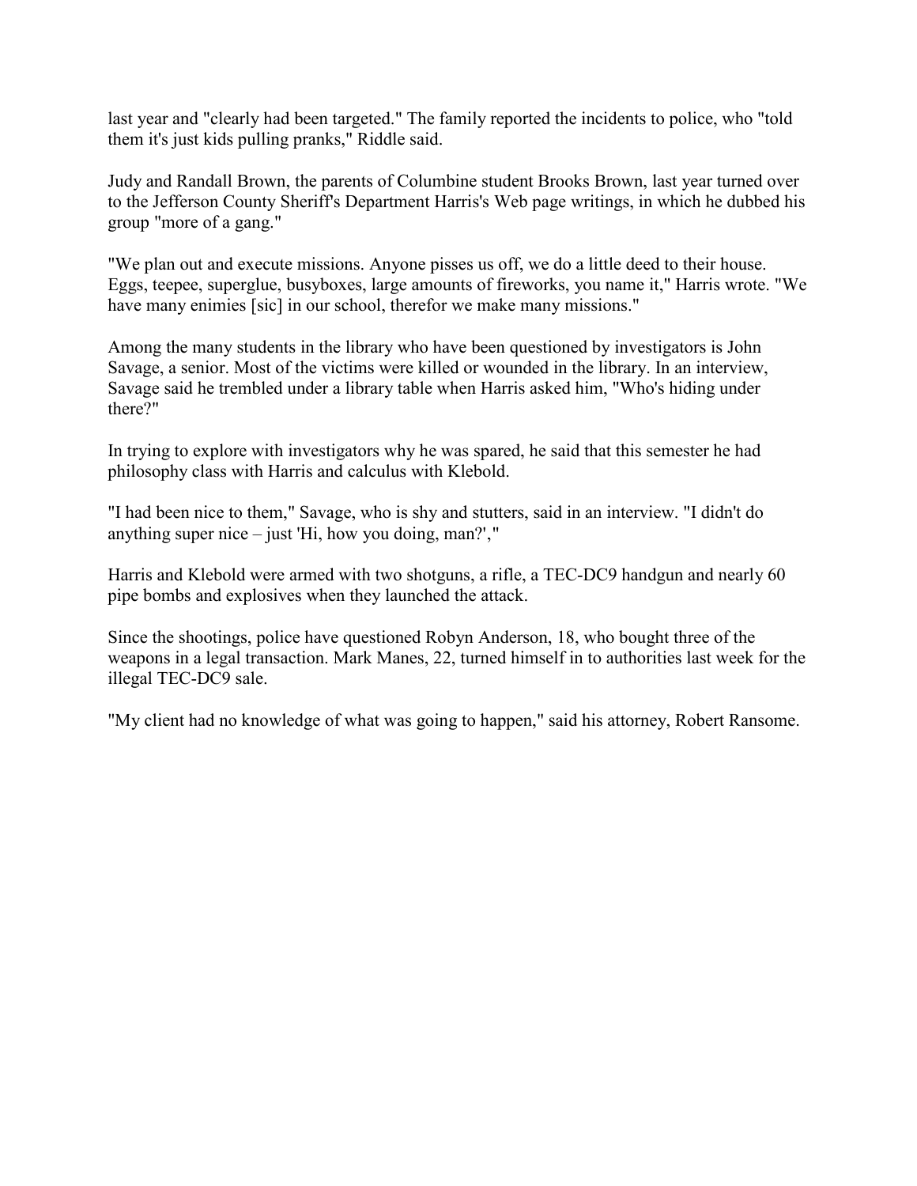last year and "clearly had been targeted." The family reported the incidents to police, who "told them it's just kids pulling pranks," Riddle said.

Judy and Randall Brown, the parents of Columbine student Brooks Brown, last year turned over to the Jefferson County Sheriff's Department Harris's Web page writings, in which he dubbed his group "more of a gang."

"We plan out and execute missions. Anyone pisses us off, we do a little deed to their house. Eggs, teepee, superglue, busyboxes, large amounts of fireworks, you name it," Harris wrote. "We have many enimies [sic] in our school, therefor we make many missions."

Among the many students in the library who have been questioned by investigators is John Savage, a senior. Most of the victims were killed or wounded in the library. In an interview, Savage said he trembled under a library table when Harris asked him, "Who's hiding under there?"

In trying to explore with investigators why he was spared, he said that this semester he had philosophy class with Harris and calculus with Klebold.

"I had been nice to them," Savage, who is shy and stutters, said in an interview. "I didn't do anything super nice – just 'Hi, how you doing, man?',"

Harris and Klebold were armed with two shotguns, a rifle, a TEC-DC9 handgun and nearly 60 pipe bombs and explosives when they launched the attack.

Since the shootings, police have questioned Robyn Anderson, 18, who bought three of the weapons in a legal transaction. Mark Manes, 22, turned himself in to authorities last week for the illegal TEC-DC9 sale.

"My client had no knowledge of what was going to happen," said his attorney, Robert Ransome.